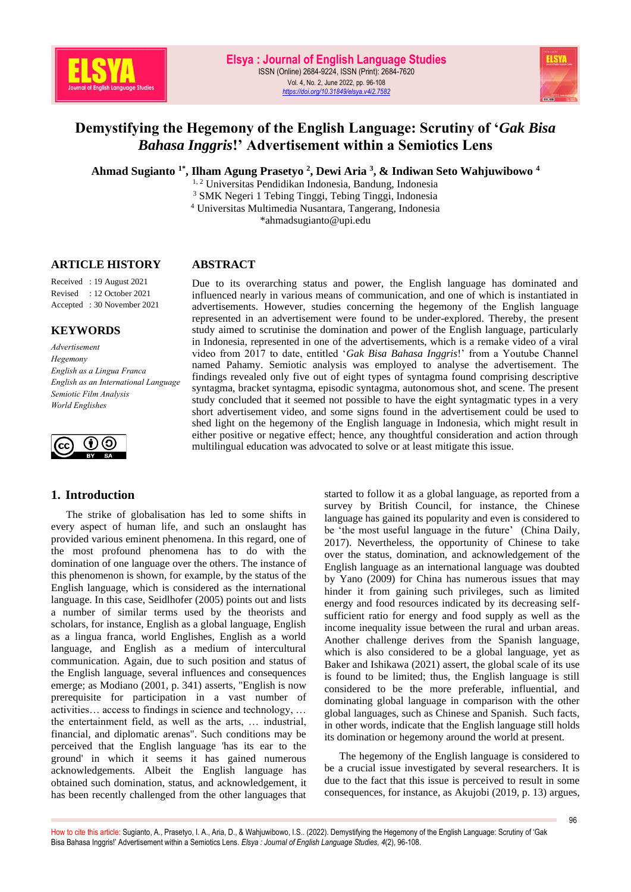# Demystifying the Hegemony of the English Language: Scrutiny of '*Gak Bisa Bahasa Inggris*!' Advertisement within a Semiotics Lens

**Ahmad Sugianto [1*], Ilham Agung Prasetyo [2], Dewi Aria [3], & Indiwan Seto Wahjuwibowo [4]**

[1, 2] Universitas Pendidikan Indonesia, Bandung, Indonesia
[3] SMK Negeri 1 Tebing Tinggi, Tebing Tinggi, Indonesia
[4] Universitas Multimedia Nusantara, Tangerang, Indonesia
*ahmadsugianto@upi.edu

## ARTICLE HISTORY

Received : 19 August 2021
Revised : 12 October 2021
Accepted : 30 November 2021

## KEYWORDS

*Advertisement*
*Hegemony*
*English as a Lingua Franca*
*English as an International Language*
*Semiotic Film Analysis*
*World Englishes*

## ABSTRACT

Due to its overarching status and power, the English language has dominated and influenced nearly in various means of communication, and one of which is instantiated in advertisements. However, studies concerning the hegemony of the English language represented in an advertisement were found to be under-explored. Thereby, the present study aimed to scrutinise the domination and power of the English language, particularly in Indonesia, represented in one of the advertisements, which is a remake video of a viral video from 2017 to date, entitled '*Gak Bisa Bahasa Inggris*!' from a Youtube Channel named Pahamy. Semiotic analysis was employed to analyse the advertisement. The findings revealed only five out of eight types of syntagma found comprising descriptive syntagma, bracket syntagma, episodic syntagma, autonomous shot, and scene. The present study concluded that it seemed not possible to have the eight syntagmatic types in a very short advertisement video, and some signs found in the advertisement could be used to shed light on the hegemony of the English language in Indonesia, which might result in either positive or negative effect; hence, any thoughtful consideration and action through multilingual education was advocated to solve or at least mitigate this issue.

## 1. Introduction

The strike of globalisation has led to some shifts in every aspect of human life, and such an onslaught has provided various eminent phenomena. In this regard, one of the most profound phenomena has to do with the domination of one language over the others. The instance of this phenomenon is shown, for example, by the status of the English language, which is considered as the international language. In this case, Seidlhofer (2005) points out and lists a number of similar terms used by the theorists and scholars, for instance, English as a global language, English as a lingua franca, world Englishes, English as a world language, and English as a medium of intercultural communication. Again, due to such position and status of the English language, several influences and consequences emerge; as Modiano (2001, p. 341) asserts, "English is now prerequisite for participation in a vast number of activities… access to findings in science and technology, … the entertainment field, as well as the arts, … industrial, financial, and diplomatic arenas". Such conditions may be perceived that the English language 'has its ear to the ground' in which it seems it has gained numerous acknowledgements. Albeit the English language has obtained such domination, status, and acknowledgement, it has been recently challenged from the other languages that started to follow it as a global language, as reported from a survey by British Council, for instance, the Chinese language has gained its popularity and even is considered to be 'the most useful language in the future' (China Daily, 2017). Nevertheless, the opportunity of Chinese to take over the status, domination, and acknowledgement of the English language as an international language was doubted by Yano (2009) for China has numerous issues that may hinder it from gaining such privileges, such as limited energy and food resources indicated by its decreasing self-sufficient ratio for energy and food supply as well as the income inequality issue between the rural and urban areas. Another challenge derives from the Spanish language, which is also considered to be a global language, yet as Baker and Ishikawa (2021) assert, the global scale of its use is found to be limited; thus, the English language is still considered to be the more preferable, influential, and dominating global language in comparison with the other global languages, such as Chinese and Spanish. Such facts, in other words, indicate that the English language still holds its domination or hegemony around the world at present.

The hegemony of the English language is considered to be a crucial issue investigated by several researchers. It is due to the fact that this issue is perceived to result in some consequences, for instance, as Akujobi (2019, p. 13) argues,

How to cite this article: Sugianto, A., Prasetyo, I. A., Aria, D., & Wahjuwibowo, I.S.. (2022). Demystifying the Hegemony of the English Language: Scrutiny of 'Gak Bisa Bahasa Inggris!' Advertisement within a Semiotics Lens. *Elsya : Journal of English Language Studies, 4*(2), 96-108.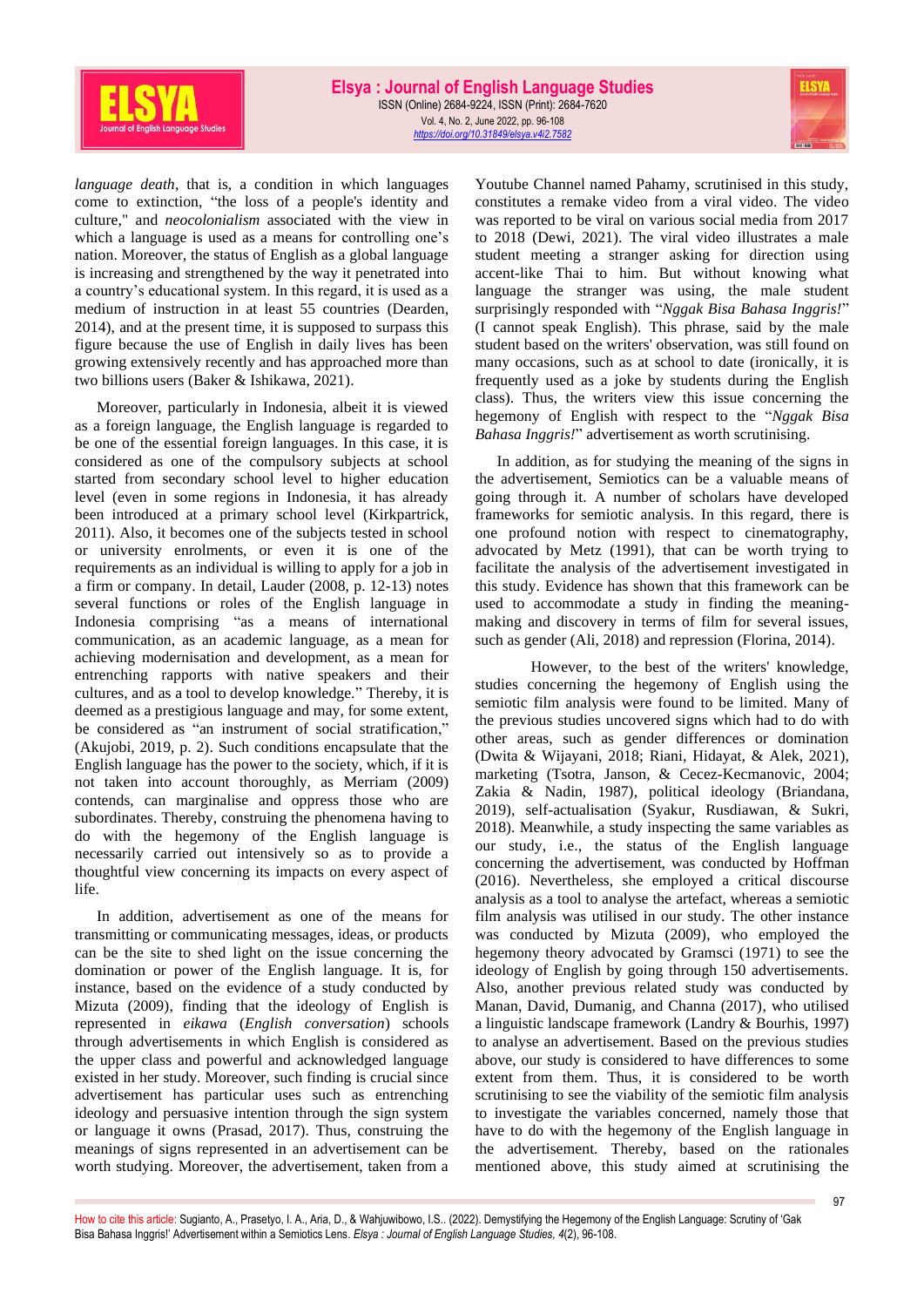*language death*, that is, a condition in which languages come to extinction, "the loss of a people's identity and culture," and *neocolonialism* associated with the view in which a language is used as a means for controlling one's nation. Moreover, the status of English as a global language is increasing and strengthened by the way it penetrated into a country's educational system. In this regard, it is used as a medium of instruction in at least 55 countries (Dearden, 2014), and at the present time, it is supposed to surpass this figure because the use of English in daily lives has been growing extensively recently and has approached more than two billions users (Baker & Ishikawa, 2021).

Moreover, particularly in Indonesia, albeit it is viewed as a foreign language, the English language is regarded to be one of the essential foreign languages. In this case, it is considered as one of the compulsory subjects at school started from secondary school level to higher education level (even in some regions in Indonesia, it has already been introduced at a primary school level (Kirkpartrick, 2011). Also, it becomes one of the subjects tested in school or university enrolments, or even it is one of the requirements as an individual is willing to apply for a job in a firm or company. In detail, Lauder (2008, p. 12-13) notes several functions or roles of the English language in Indonesia comprising "as a means of international communication, as an academic language, as a mean for achieving modernisation and development, as a mean for entrenching rapports with native speakers and their cultures, and as a tool to develop knowledge." Thereby, it is deemed as a prestigious language and may, for some extent, be considered as "an instrument of social stratification," (Akujobi, 2019, p. 2). Such conditions encapsulate that the English language has the power to the society, which, if it is not taken into account thoroughly, as Merriam (2009) contends, can marginalise and oppress those who are subordinates. Thereby, construing the phenomena having to do with the hegemony of the English language is necessarily carried out intensively so as to provide a thoughtful view concerning its impacts on every aspect of life.

In addition, advertisement as one of the means for transmitting or communicating messages, ideas, or products can be the site to shed light on the issue concerning the domination or power of the English language. It is, for instance, based on the evidence of a study conducted by Mizuta (2009), finding that the ideology of English is represented in *eikawa* (*English conversation*) schools through advertisements in which English is considered as the upper class and powerful and acknowledged language existed in her study. Moreover, such finding is crucial since advertisement has particular uses such as entrenching ideology and persuasive intention through the sign system or language it owns (Prasad, 2017). Thus, construing the meanings of signs represented in an advertisement can be worth studying. Moreover, the advertisement, taken from a Youtube Channel named Pahamy, scrutinised in this study, constitutes a remake video from a viral video. The video was reported to be viral on various social media from 2017 to 2018 (Dewi, 2021). The viral video illustrates a male student meeting a stranger asking for direction using accent-like Thai to him. But without knowing what language the stranger was using, the male student surprisingly responded with "*Nggak Bisa Bahasa Inggris!*" (I cannot speak English). This phrase, said by the male student based on the writers' observation, was still found on many occasions, such as at school to date (ironically, it is frequently used as a joke by students during the English class). Thus, the writers view this issue concerning the hegemony of English with respect to the "*Nggak Bisa Bahasa Inggris!*" advertisement as worth scrutinising.

In addition, as for studying the meaning of the signs in the advertisement, Semiotics can be a valuable means of going through it. A number of scholars have developed frameworks for semiotic analysis. In this regard, there is one profound notion with respect to cinematography, advocated by Metz (1991), that can be worth trying to facilitate the analysis of the advertisement investigated in this study. Evidence has shown that this framework can be used to accommodate a study in finding the meaning-making and discovery in terms of film for several issues, such as gender (Ali, 2018) and repression (Florina, 2014).

However, to the best of the writers' knowledge, studies concerning the hegemony of English using the semiotic film analysis were found to be limited. Many of the previous studies uncovered signs which had to do with other areas, such as gender differences or domination (Dwita & Wijayani, 2018; Riani, Hidayat, & Alek, 2021), marketing (Tsotra, Janson, & Cecez-Kecmanovic, 2004; Zakia & Nadin, 1987), political ideology (Briandana, 2019), self-actualisation (Syakur, Rusdiawan, & Sukri, 2018). Meanwhile, a study inspecting the same variables as our study, i.e., the status of the English language concerning the advertisement, was conducted by Hoffman (2016). Nevertheless, she employed a critical discourse analysis as a tool to analyse the artefact, whereas a semiotic film analysis was utilised in our study. The other instance was conducted by Mizuta (2009), who employed the hegemony theory advocated by Gramsci (1971) to see the ideology of English by going through 150 advertisements. Also, another previous related study was conducted by Manan, David, Dumanig, and Channa (2017), who utilised a linguistic landscape framework (Landry & Bourhis, 1997) to analyse an advertisement. Based on the previous studies above, our study is considered to have differences to some extent from them. Thus, it is considered to be worth scrutinising to see the viability of the semiotic film analysis to investigate the variables concerned, namely those that have to do with the hegemony of the English language in the advertisement. Thereby, based on the rationales mentioned above, this study aimed at scrutinising the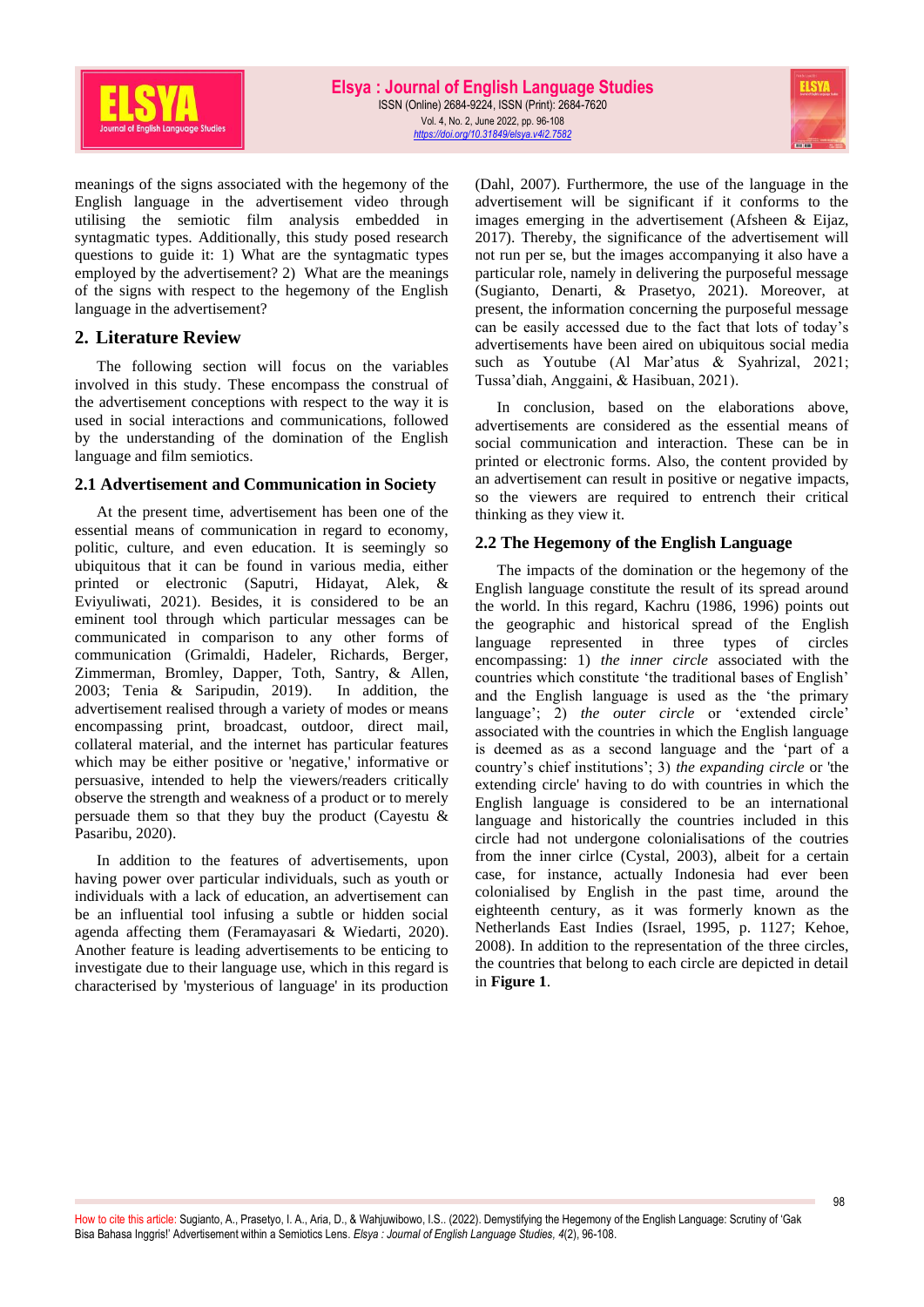meanings of the signs associated with the hegemony of the English language in the advertisement video through utilising the semiotic film analysis embedded in syntagmatic types. Additionally, this study posed research questions to guide it: 1) What are the syntagmatic types employed by the advertisement? 2) What are the meanings of the signs with respect to the hegemony of the English language in the advertisement?

## 2. Literature Review

The following section will focus on the variables involved in this study. These encompass the construal of the advertisement conceptions with respect to the way it is used in social interactions and communications, followed by the understanding of the domination of the English language and film semiotics.

### 2.1 Advertisement and Communication in Society

At the present time, advertisement has been one of the essential means of communication in regard to economy, politic, culture, and even education. It is seemingly so ubiquitous that it can be found in various media, either printed or electronic (Saputri, Hidayat, Alek, & Eviyuliwati, 2021). Besides, it is considered to be an eminent tool through which particular messages can be communicated in comparison to any other forms of communication (Grimaldi, Hadeler, Richards, Berger, Zimmerman, Bromley, Dapper, Toth, Santry, & Allen, 2003; Tenia & Saripudin, 2019). In addition, the advertisement realised through a variety of modes or means encompassing print, broadcast, outdoor, direct mail, collateral material, and the internet has particular features which may be either positive or 'negative,' informative or persuasive, intended to help the viewers/readers critically observe the strength and weakness of a product or to merely persuade them so that they buy the product (Cayestu & Pasaribu, 2020).

In addition to the features of advertisements, upon having power over particular individuals, such as youth or individuals with a lack of education, an advertisement can be an influential tool infusing a subtle or hidden social agenda affecting them (Feramayasari & Wiedarti, 2020). Another feature is leading advertisements to be enticing to investigate due to their language use, which in this regard is characterised by 'mysterious of language' in its production (Dahl, 2007). Furthermore, the use of the language in the advertisement will be significant if it conforms to the images emerging in the advertisement (Afsheen & Eijaz, 2017). Thereby, the significance of the advertisement will not run per se, but the images accompanying it also have a particular role, namely in delivering the purposeful message (Sugianto, Denarti, & Prasetyo, 2021). Moreover, at present, the information concerning the purposeful message can be easily accessed due to the fact that lots of today's advertisements have been aired on ubiquitous social media such as Youtube (Al Mar'atus & Syahrizal, 2021; Tussa'diah, Anggaini, & Hasibuan, 2021).

In conclusion, based on the elaborations above, advertisements are considered as the essential means of social communication and interaction. These can be in printed or electronic forms. Also, the content provided by an advertisement can result in positive or negative impacts, so the viewers are required to entrench their critical thinking as they view it.

### 2.2 The Hegemony of the English Language

The impacts of the domination or the hegemony of the English language constitute the result of its spread around the world. In this regard, Kachru (1986, 1996) points out the geographic and historical spread of the English language represented in three types of circles encompassing: 1) *the inner circle* associated with the countries which constitute 'the traditional bases of English' and the English language is used as the 'the primary language'; 2) *the outer circle* or 'extended circle' associated with the countries in which the English language is deemed as as a second language and the 'part of a country's chief institutions'; 3) *the expanding circle* or 'the extending circle' having to do with countries in which the English language is considered to be an international language and historically the countries included in this circle had not undergone colonialisations of the coutries from the inner cirlce (Cystal, 2003), albeit for a certain case, for instance, actually Indonesia had ever been colonialised by English in the past time, around the eighteenth century, as it was formerly known as the Netherlands East Indies (Israel, 1995, p. 1127; Kehoe, 2008). In addition to the representation of the three circles, the countries that belong to each circle are depicted in detail in **Figure 1**.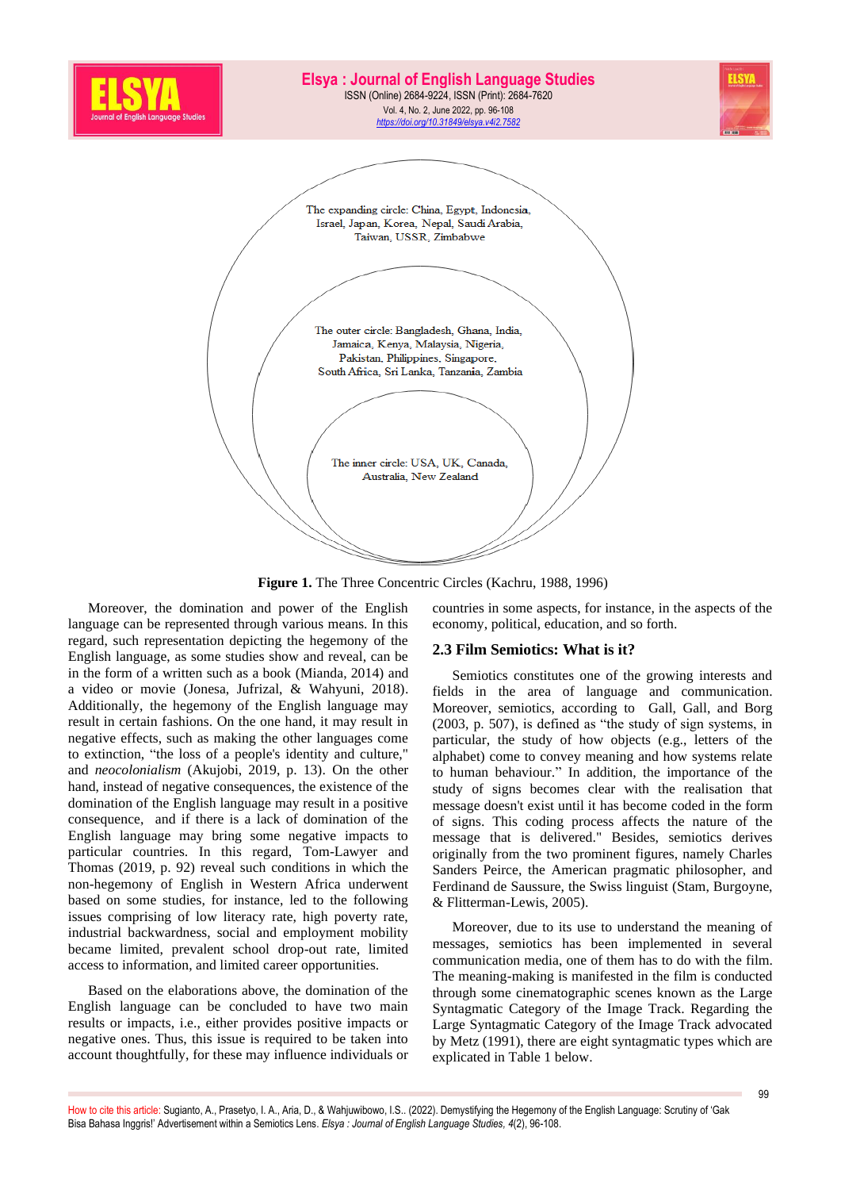The expanding circle: China, Egypt, Indonesia, Israel, Japan, Korea, Nepal, Saudi Arabia, Taiwan, USSR, Zimbabwe

The outer circle: Bangladesh, Ghana, India, Jamaica, Kenya, Malaysia, Nigeria, Pakistan, Philippines, Singapore, South Africa, Sri Lanka, Tanzania, Zambia

The inner circle: USA, UK, Canada, Australia, New Zealand

**Figure 1.** The Three Concentric Circles (Kachru, 1988, 1996)

Moreover, the domination and power of the English language can be represented through various means. In this regard, such representation depicting the hegemony of the English language, as some studies show and reveal, can be in the form of a written such as a book (Mianda, 2014) and a video or movie (Jonesa, Jufrizal, & Wahyuni, 2018). Additionally, the hegemony of the English language may result in certain fashions. On the one hand, it may result in negative effects, such as making the other languages come to extinction, "the loss of a people's identity and culture," and *neocolonialism* (Akujobi, 2019, p. 13). On the other hand, instead of negative consequences, the existence of the domination of the English language may result in a positive consequence, and if there is a lack of domination of the English language may bring some negative impacts to particular countries. In this regard, Tom-Lawyer and Thomas (2019, p. 92) reveal such conditions in which the non-hegemony of English in Western Africa underwent based on some studies, for instance, led to the following issues comprising of low literacy rate, high poverty rate, industrial backwardness, social and employment mobility became limited, prevalent school drop-out rate, limited access to information, and limited career opportunities.

Based on the elaborations above, the domination of the English language can be concluded to have two main results or impacts, i.e., either provides positive impacts or negative ones. Thus, this issue is required to be taken into account thoughtfully, for these may influence individuals or countries in some aspects, for instance, in the aspects of the economy, political, education, and so forth.

## 2.3 Film Semiotics: What is it?

Semiotics constitutes one of the growing interests and fields in the area of language and communication. Moreover, semiotics, according to Gall, Gall, and Borg (2003, p. 507), is defined as "the study of sign systems, in particular, the study of how objects (e.g., letters of the alphabet) come to convey meaning and how systems relate to human behaviour." In addition, the importance of the study of signs becomes clear with the realisation that message doesn't exist until it has become coded in the form of signs. This coding process affects the nature of the message that is delivered." Besides, semiotics derives originally from the two prominent figures, namely Charles Sanders Peirce, the American pragmatic philosopher, and Ferdinand de Saussure, the Swiss linguist (Stam, Burgoyne, & Flitterman-Lewis, 2005).

Moreover, due to its use to understand the meaning of messages, semiotics has been implemented in several communication media, one of them has to do with the film. The meaning-making is manifested in the film is conducted through some cinematographic scenes known as the Large Syntagmatic Category of the Image Track. Regarding the Large Syntagmatic Category of the Image Track advocated by Metz (1991), there are eight syntagmatic types which are explicated in Table 1 below.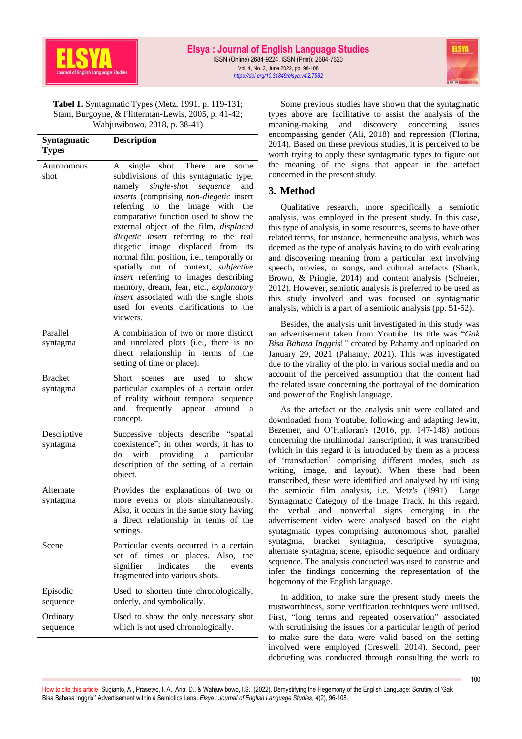**Tabel 1.** Syntagmatic Types (Metz, 1991, p. 119-131; Stam, Burgoyne, & Flitterman-Lewis, 2005, p. 41-42; Wahjuwibowo, 2018, p. 38-41)

| Syntagmatic Types | Description |
|---|---|
| Autonomous shot | A single shot. There are some subdivisions of this syntagmatic type, namely *single-shot sequence* and *inserts* (comprising *non-diegetic* insert referring to the image with the comparative function used to show the external object of the film, *displaced diegetic insert* referring to the real diegetic image displaced from its normal film position, i.e., temporally or spatially out of context, *subjective insert* referring to images describing memory, dream, fear, etc., *explanatory insert* associated with the single shots used for events clarifications to the viewers. |
| Parallel syntagma | A combination of two or more distinct and unrelated plots (i.e., there is no direct relationship in terms of the setting of time or place). |
| Bracket syntagma | Short scenes are used to show particular examples of a certain order of reality without temporal sequence and frequently appear around a concept. |
| Descriptive syntagma | Successive objects describe "spatial coexistence"; in other words, it has to do with providing a particular description of the setting of a certain object. |
| Alternate syntagma | Provides the explanations of two or more events or plots simultaneously. Also, it occurs in the same story having a direct relationship in terms of the settings. |
| Scene | Particular events occurred in a certain set of times or places. Also, the signifier indicates the events fragmented into various shots. |
| Episodic sequence | Used to shorten time chronologically, orderly, and symbolically. |
| Ordinary sequence | Used to show the only necessary shot which is not used chronologically. |

Some previous studies have shown that the syntagmatic types above are facilitative to assist the analysis of the meaning-making and discovery concerning issues encompassing gender (Ali, 2018) and repression (Florina, 2014). Based on these previous studies, it is perceived to be worth trying to apply these syntagmatic types to figure out the meaning of the signs that appear in the artefact concerned in the present study.

## 3. Method

Qualitative research, more specifically a semiotic analysis, was employed in the present study. In this case, this type of analysis, in some resources, seems to have other related terms, for instance, hermeneutic analysis, which was deemed as the type of analysis having to do with evaluating and discovering meaning from a particular text involving speech, movies, or songs, and cultural artefacts (Shank, Brown, & Pringle, 2014) and content analysis (Schreier, 2012). However, semiotic analysis is preferred to be used as this study involved and was focused on syntagmatic analysis, which is a part of a semiotic analysis (pp. 51-52).

Besides, the analysis unit investigated in this study was an advertisement taken from Youtube. Its title was "*Gak Bisa Bahasa Inggris*!*"* created by Pahamy and uploaded on January 29, 2021 (Pahamy, 2021). This was investigated due to the virality of the plot in various social media and on account of the perceived assumption that the content had the related issue concerning the portrayal of the domination and power of the English language.

As the artefact or the analysis unit were collated and downloaded from Youtube, following and adapting Jewitt, Bezemer, and O'Halloran's (2016, pp. 147-148) notions concerning the multimodal transcription, it was transcribed (which in this regard it is introduced by them as a process of 'transduction' comprising different modes, such as writing, image, and layout). When these had been transcribed, these were identified and analysed by utilising the semiotic film analysis, i.e. Metz's (1991) Large Syntagmatic Category of the Image Track. In this regard, the verbal and nonverbal signs emerging in the advertisement video were analysed based on the eight syntagmatic types comprising autonomous shot, parallel syntagma, bracket syntagma, descriptive syntagma, alternate syntagma, scene, episodic sequence, and ordinary sequence. The analysis conducted was used to construe and infer the findings concerning the representation of the hegemony of the English language.

In addition, to make sure the present study meets the trustworthiness, some verification techniques were utilised. First, "long terms and repeated observation" associated with scrutinising the issues for a particular length of period to make sure the data were valid based on the setting involved were employed (Creswell, 2014). Second, peer debriefing was conducted through consulting the work to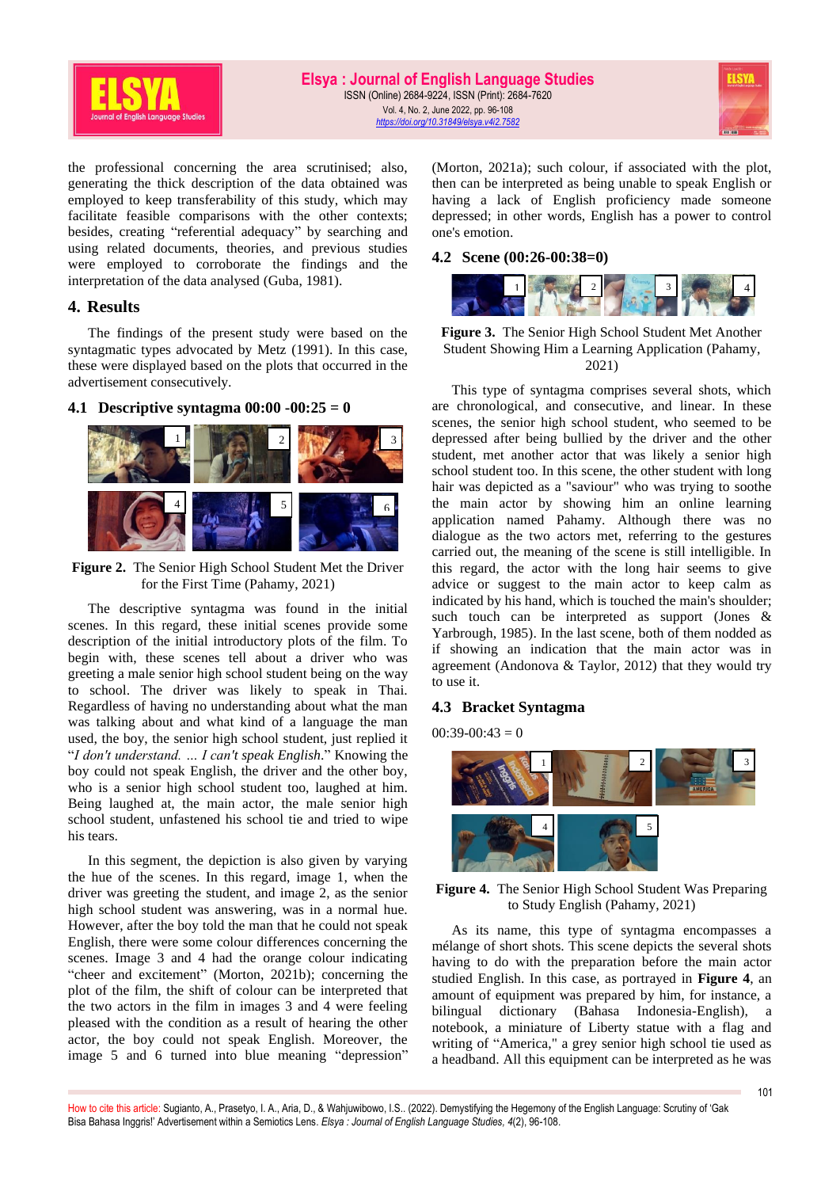the professional concerning the area scrutinised; also, generating the thick description of the data obtained was employed to keep transferability of this study, which may facilitate feasible comparisons with the other contexts; besides, creating "referential adequacy" by searching and using related documents, theories, and previous studies were employed to corroborate the findings and the interpretation of the data analysed (Guba, 1981).

## 4. Results

The findings of the present study were based on the syntagmatic types advocated by Metz (1991). In this case, these were displayed based on the plots that occurred in the advertisement consecutively.

### 4.1 Descriptive syntagma 00:00 -00:25 = 0

**Figure 2.** The Senior High School Student Met the Driver for the First Time (Pahamy, 2021)

The descriptive syntagma was found in the initial scenes. In this regard, these initial scenes provide some description of the initial introductory plots of the film. To begin with, these scenes tell about a driver who was greeting a male senior high school student being on the way to school. The driver was likely to speak in Thai. Regardless of having no understanding about what the man was talking about and what kind of a language the man used, the boy, the senior high school student, just replied it "*I don't understand. ... I can't speak English*." Knowing the boy could not speak English, the driver and the other boy, who is a senior high school student too, laughed at him. Being laughed at, the main actor, the male senior high school student, unfastened his school tie and tried to wipe his tears.

In this segment, the depiction is also given by varying the hue of the scenes. In this regard, image 1, when the driver was greeting the student, and image 2, as the senior high school student was answering, was in a normal hue. However, after the boy told the man that he could not speak English, there were some colour differences concerning the scenes. Image 3 and 4 had the orange colour indicating "cheer and excitement" (Morton, 2021b); concerning the plot of the film, the shift of colour can be interpreted that the two actors in the film in images 3 and 4 were feeling pleased with the condition as a result of hearing the other actor, the boy could not speak English. Moreover, the image 5 and 6 turned into blue meaning "depression" (Morton, 2021a); such colour, if associated with the plot, then can be interpreted as being unable to speak English or having a lack of English proficiency made someone depressed; in other words, English has a power to control one's emotion.

### 4.2 Scene (00:26-00:38=0)

**Figure 3.** The Senior High School Student Met Another Student Showing Him a Learning Application (Pahamy, 2021)

This type of syntagma comprises several shots, which are chronological, and consecutive, and linear. In these scenes, the senior high school student, who seemed to be depressed after being bullied by the driver and the other student, met another actor that was likely a senior high school student too. In this scene, the other student with long hair was depicted as a "saviour" who was trying to soothe the main actor by showing him an online learning application named Pahamy. Although there was no dialogue as the two actors met, referring to the gestures carried out, the meaning of the scene is still intelligible. In this regard, the actor with the long hair seems to give advice or suggest to the main actor to keep calm as indicated by his hand, which is touched the main's shoulder; such touch can be interpreted as support (Jones & Yarbrough, 1985). In the last scene, both of them nodded as if showing an indication that the main actor was in agreement (Andonova & Taylor, 2012) that they would try to use it.

### 4.3 Bracket Syntagma

00:39-00:43 = 0

**Figure 4.** The Senior High School Student Was Preparing to Study English (Pahamy, 2021)

As its name, this type of syntagma encompasses a mélange of short shots. This scene depicts the several shots having to do with the preparation before the main actor studied English. In this case, as portrayed in **Figure 4**, an amount of equipment was prepared by him, for instance, a bilingual dictionary (Bahasa Indonesia-English), a notebook, a miniature of Liberty statue with a flag and writing of "America," a grey senior high school tie used as a headband. All this equipment can be interpreted as he was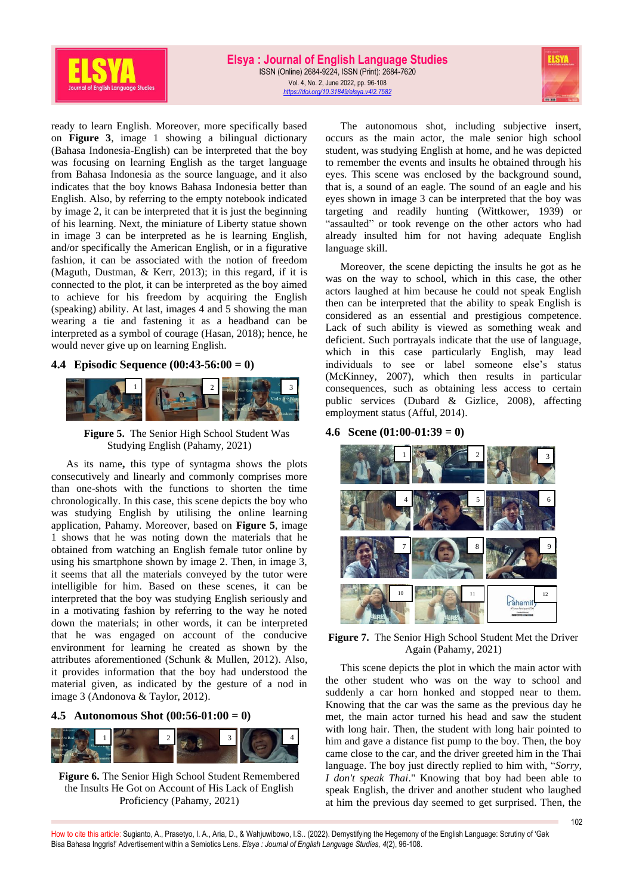ready to learn English. Moreover, more specifically based on **Figure 3**, image 1 showing a bilingual dictionary (Bahasa Indonesia-English) can be interpreted that the boy was focusing on learning English as the target language from Bahasa Indonesia as the source language, and it also indicates that the boy knows Bahasa Indonesia better than English. Also, by referring to the empty notebook indicated by image 2, it can be interpreted that it is just the beginning of his learning. Next, the miniature of Liberty statue shown in image 3 can be interpreted as he is learning English, and/or specifically the American English, or in a figurative fashion, it can be associated with the notion of freedom (Maguth, Dustman, & Kerr, 2013); in this regard, if it is connected to the plot, it can be interpreted as the boy aimed to achieve for his freedom by acquiring the English (speaking) ability. At last, images 4 and 5 showing the man wearing a tie and fastening it as a headband can be interpreted as a symbol of courage (Hasan, 2018); hence, he would never give up on learning English.

### 4.4 Episodic Sequence (00:43-56:00 = 0)

**Figure 5.** The Senior High School Student Was Studying English (Pahamy, 2021)

As its name**,** this type of syntagma shows the plots consecutively and linearly and commonly comprises more than one-shots with the functions to shorten the time chronologically. In this case, this scene depicts the boy who was studying English by utilising the online learning application, Pahamy. Moreover, based on **Figure 5**, image 1 shows that he was noting down the materials that he obtained from watching an English female tutor online by using his smartphone shown by image 2. Then, in image 3, it seems that all the materials conveyed by the tutor were intelligible for him. Based on these scenes, it can be interpreted that the boy was studying English seriously and in a motivating fashion by referring to the way he noted down the materials; in other words, it can be interpreted that he was engaged on account of the conducive environment for learning he created as shown by the attributes aforementioned (Schunk & Mullen, 2012). Also, it provides information that the boy had understood the material given, as indicated by the gesture of a nod in image 3 (Andonova & Taylor, 2012).

### 4.5 Autonomous Shot (00:56-01:00 = 0)

**Figure 6.** The Senior High School Student Remembered the Insults He Got on Account of His Lack of English Proficiency (Pahamy, 2021)

The autonomous shot, including subjective insert, occurs as the main actor, the male senior high school student, was studying English at home, and he was depicted to remember the events and insults he obtained through his eyes. This scene was enclosed by the background sound, that is, a sound of an eagle. The sound of an eagle and his eyes shown in image 3 can be interpreted that the boy was targeting and readily hunting (Wittkower, 1939) or "assaulted" or took revenge on the other actors who had already insulted him for not having adequate English language skill.

Moreover, the scene depicting the insults he got as he was on the way to school, which in this case, the other actors laughed at him because he could not speak English then can be interpreted that the ability to speak English is considered as an essential and prestigious competence. Lack of such ability is viewed as something weak and deficient. Such portrayals indicate that the use of language, which in this case particularly English, may lead individuals to see or label someone else's status (McKinney, 2007), which then results in particular consequences, such as obtaining less access to certain public services (Dubard & Gizlice, 2008), affecting employment status (Afful, 2014).

### 4.6 Scene (01:00-01:39 = 0)

**Figure 7.** The Senior High School Student Met the Driver Again (Pahamy, 2021)

This scene depicts the plot in which the main actor with the other student who was on the way to school and suddenly a car horn honked and stopped near to them. Knowing that the car was the same as the previous day he met, the main actor turned his head and saw the student with long hair. Then, the student with long hair pointed to him and gave a distance fist pump to the boy. Then, the boy came close to the car, and the driver greeted him in the Thai language. The boy just directly replied to him with, "*Sorry, I don't speak Thai*." Knowing that boy had been able to speak English, the driver and another student who laughed at him the previous day seemed to get surprised. Then, the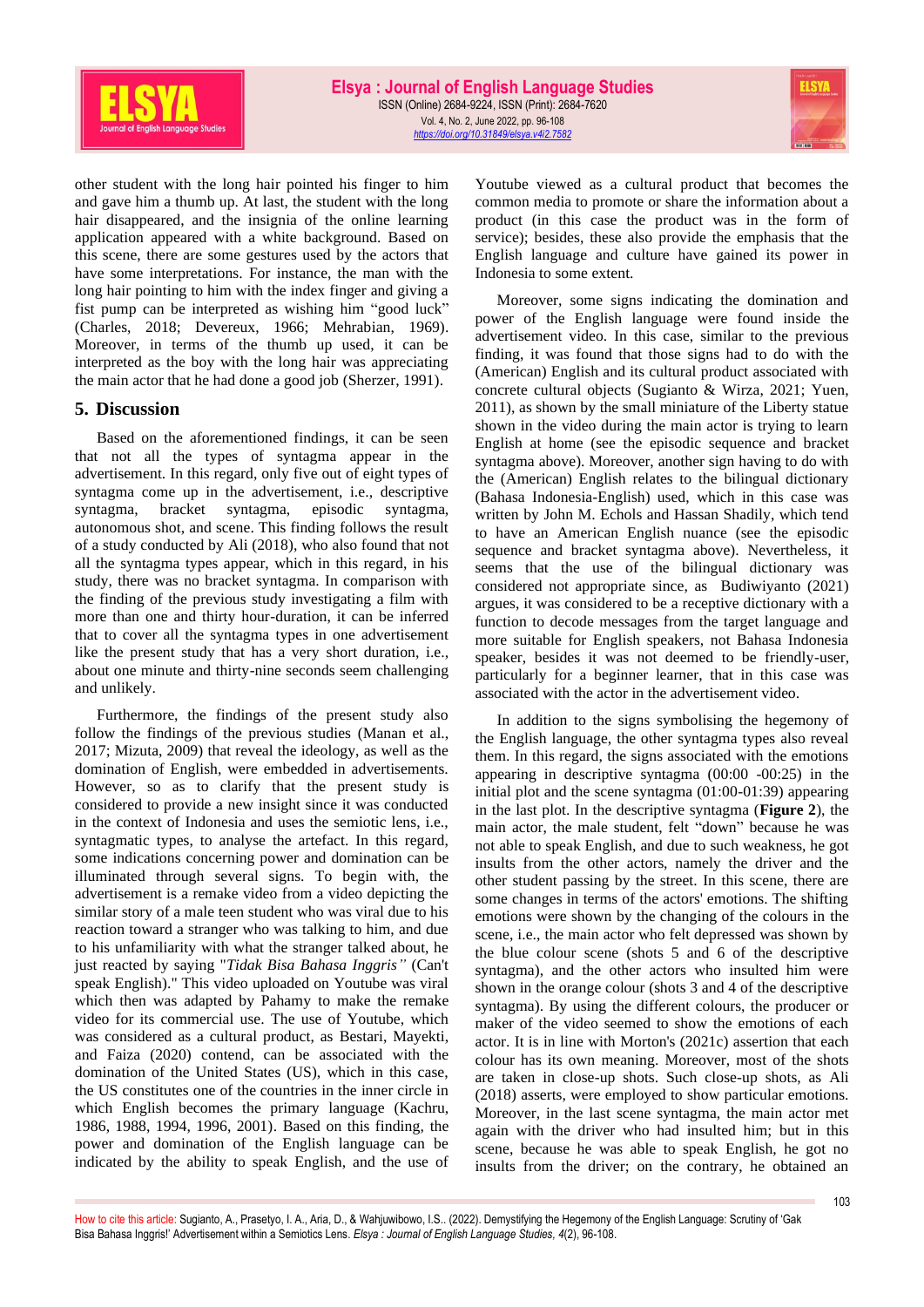other student with the long hair pointed his finger to him and gave him a thumb up. At last, the student with the long hair disappeared, and the insignia of the online learning application appeared with a white background. Based on this scene, there are some gestures used by the actors that have some interpretations. For instance, the man with the long hair pointing to him with the index finger and giving a fist pump can be interpreted as wishing him "good luck" (Charles, 2018; Devereux, 1966; Mehrabian, 1969). Moreover, in terms of the thumb up used, it can be interpreted as the boy with the long hair was appreciating the main actor that he had done a good job (Sherzer, 1991).

## 5. Discussion

Based on the aforementioned findings, it can be seen that not all the types of syntagma appear in the advertisement. In this regard, only five out of eight types of syntagma come up in the advertisement, i.e., descriptive syntagma, bracket syntagma, episodic syntagma, autonomous shot, and scene. This finding follows the result of a study conducted by Ali (2018), who also found that not all the syntagma types appear, which in this regard, in his study, there was no bracket syntagma. In comparison with the finding of the previous study investigating a film with more than one and thirty hour-duration, it can be inferred that to cover all the syntagma types in one advertisement like the present study that has a very short duration, i.e., about one minute and thirty-nine seconds seem challenging and unlikely.

Furthermore, the findings of the present study also follow the findings of the previous studies (Manan et al., 2017; Mizuta, 2009) that reveal the ideology, as well as the domination of English, were embedded in advertisements. However, so as to clarify that the present study is considered to provide a new insight since it was conducted in the context of Indonesia and uses the semiotic lens, i.e., syntagmatic types, to analyse the artefact. In this regard, some indications concerning power and domination can be illuminated through several signs. To begin with, the advertisement is a remake video from a video depicting the similar story of a male teen student who was viral due to his reaction toward a stranger who was talking to him, and due to his unfamiliarity with what the stranger talked about, he just reacted by saying "*Tidak Bisa Bahasa Inggris"* (Can't speak English)." This video uploaded on Youtube was viral which then was adapted by Pahamy to make the remake video for its commercial use. The use of Youtube, which was considered as a cultural product, as Bestari, Mayekti, and Faiza (2020) contend, can be associated with the domination of the United States (US), which in this case, the US constitutes one of the countries in the inner circle in which English becomes the primary language (Kachru, 1986, 1988, 1994, 2001). Based on this finding, the power and domination of the English language can be indicated by the ability to speak English, and the use of Youtube viewed as a cultural product that becomes the common media to promote or share the information about a product (in this case the product was in the form of service); besides, these also provide the emphasis that the English language and culture have gained its power in Indonesia to some extent.

Moreover, some signs indicating the domination and power of the English language were found inside the advertisement video. In this case, similar to the previous finding, it was found that those signs had to do with the (American) English and its cultural product associated with concrete cultural objects (Sugianto & Wirza, 2021; Yuen, 2011), as shown by the small miniature of the Liberty statue shown in the video during the main actor is trying to learn English at home (see the episodic sequence and bracket syntagma above). Moreover, another sign having to do with the (American) English relates to the bilingual dictionary (Bahasa Indonesia-English) used, which in this case was written by John M. Echols and Hassan Shadily, which tend to have an American English nuance (see the episodic sequence and bracket syntagma above). Nevertheless, it seems that the use of the bilingual dictionary was considered not appropriate since, as Budiwiyanto (2021) argues, it was considered to be a receptive dictionary with a function to decode messages from the target language and more suitable for English speakers, not Bahasa Indonesia speaker, besides it was not deemed to be friendly-user, particularly for a beginner learner, that in this case was associated with the actor in the advertisement video.

In addition to the signs symbolising the hegemony of the English language, the other syntagma types also reveal them. In this regard, the signs associated with the emotions appearing in descriptive syntagma (00:00 -00:25) in the initial plot and the scene syntagma (01:00-01:39) appearing in the last plot. In the descriptive syntagma (**Figure 2**), the main actor, the male student, felt "down" because he was not able to speak English, and due to such weakness, he got insults from the other actors, namely the driver and the other student passing by the street. In this scene, there are some changes in terms of the actors' emotions. The shifting emotions were shown by the changing of the colours in the scene, i.e., the main actor who felt depressed was shown by the blue colour scene (shots 5 and 6 of the descriptive syntagma), and the other actors who insulted him were shown in the orange colour (shots 3 and 4 of the descriptive syntagma). By using the different colours, the producer or maker of the video seemed to show the emotions of each actor. It is in line with Morton's (2021c) assertion that each colour has its own meaning. Moreover, most of the shots are taken in close-up shots. Such close-up shots, as Ali (2018) asserts, were employed to show particular emotions. Moreover, in the last scene syntagma, the main actor met again with the driver who had insulted him; but in this scene, because he was able to speak English, he got no insults from the driver; on the contrary, he obtained an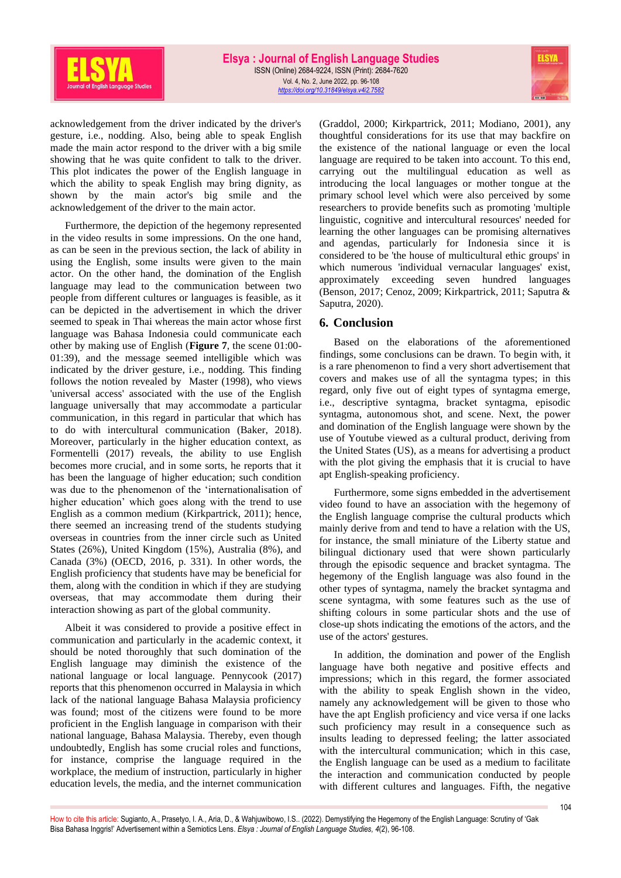acknowledgement from the driver indicated by the driver's gesture, i.e., nodding. Also, being able to speak English made the main actor respond to the driver with a big smile showing that he was quite confident to talk to the driver. This plot indicates the power of the English language in which the ability to speak English may bring dignity, as shown by the main actor's big smile and the acknowledgement of the driver to the main actor.

Furthermore, the depiction of the hegemony represented in the video results in some impressions. On the one hand, as can be seen in the previous section, the lack of ability in using the English, some insults were given to the main actor. On the other hand, the domination of the English language may lead to the communication between two people from different cultures or languages is feasible, as it can be depicted in the advertisement in which the driver seemed to speak in Thai whereas the main actor whose first language was Bahasa Indonesia could communicate each other by making use of English (**Figure 7**, the scene 01:00-01:39), and the message seemed intelligible which was indicated by the driver gesture, i.e., nodding. This finding follows the notion revealed by Master (1998), who views 'universal access' associated with the use of the English language universally that may accommodate a particular communication, in this regard in particular that which has to do with intercultural communication (Baker, 2018). Moreover, particularly in the higher education context, as Formentelli (2017) reveals, the ability to use English becomes more crucial, and in some sorts, he reports that it has been the language of higher education; such condition was due to the phenomenon of the 'internationalisation of higher education' which goes along with the trend to use English as a common medium (Kirkpartrick, 2011); hence, there seemed an increasing trend of the students studying overseas in countries from the inner circle such as United States (26%), United Kingdom (15%), Australia (8%), and Canada (3%) (OECD, 2016, p. 331). In other words, the English proficiency that students have may be beneficial for them, along with the condition in which if they are studying overseas, that may accommodate them during their interaction showing as part of the global community.

Albeit it was considered to provide a positive effect in communication and particularly in the academic context, it should be noted thoroughly that such domination of the English language may diminish the existence of the national language or local language. Pennycook (2017) reports that this phenomenon occurred in Malaysia in which lack of the national language Bahasa Malaysia proficiency was found; most of the citizens were found to be more proficient in the English language in comparison with their national language, Bahasa Malaysia. Thereby, even though undoubtedly, English has some crucial roles and functions, for instance, comprise the language required in the workplace, the medium of instruction, particularly in higher education levels, the media, and the internet communication (Graddol, 2000; Kirkpartrick, 2011; Modiano, 2001), any thoughtful considerations for its use that may backfire on the existence of the national language or even the local language are required to be taken into account. To this end, carrying out the multilingual education as well as introducing the local languages or mother tongue at the primary school level which were also perceived by some researchers to provide benefits such as promoting 'multiple linguistic, cognitive and intercultural resources' needed for learning the other languages can be promising alternatives and agendas, particularly for Indonesia since it is considered to be 'the house of multicultural ethic groups' in which numerous 'individual vernacular languages' exist, approximately exceeding seven hundred languages (Benson, 2017; Cenoz, 2009; Kirkpartrick, 2011; Saputra & Saputra, 2020).

## 6. Conclusion

Based on the elaborations of the aforementioned findings, some conclusions can be drawn. To begin with, it is a rare phenomenon to find a very short advertisement that covers and makes use of all the syntagma types; in this regard, only five out of eight types of syntagma emerge, i.e., descriptive syntagma, bracket syntagma, episodic syntagma, autonomous shot, and scene. Next, the power and domination of the English language were shown by the use of Youtube viewed as a cultural product, deriving from the United States (US), as a means for advertising a product with the plot giving the emphasis that it is crucial to have apt English-speaking proficiency.

Furthermore, some signs embedded in the advertisement video found to have an association with the hegemony of the English language comprise the cultural products which mainly derive from and tend to have a relation with the US, for instance, the small miniature of the Liberty statue and bilingual dictionary used that were shown particularly through the episodic sequence and bracket syntagma. The hegemony of the English language was also found in the other types of syntagma, namely the bracket syntagma and scene syntagma, with some features such as the use of shifting colours in some particular shots and the use of close-up shots indicating the emotions of the actors, and the use of the actors' gestures.

In addition, the domination and power of the English language have both negative and positive effects and impressions; which in this regard, the former associated with the ability to speak English shown in the video, namely any acknowledgement will be given to those who have the apt English proficiency and vice versa if one lacks such proficiency may result in a consequence such as insults leading to depressed feeling; the latter associated with the intercultural communication; which in this case, the English language can be used as a medium to facilitate the interaction and communication conducted by people with different cultures and languages. Fifth, the negative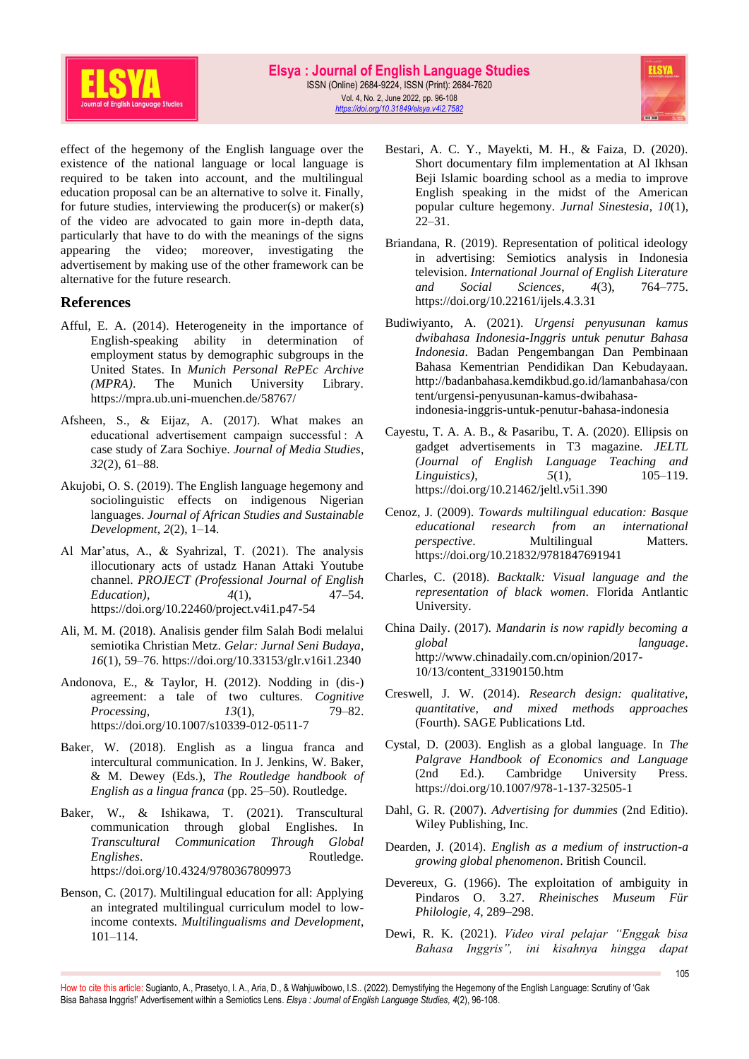effect of the hegemony of the English language over the existence of the national language or local language is required to be taken into account, and the multilingual education proposal can be an alternative to solve it. Finally, for future studies, interviewing the producer(s) or maker(s) of the video are advocated to gain more in-depth data, particularly that have to do with the meanings of the signs appearing the video; moreover, investigating the advertisement by making use of the other framework can be alternative for the future research.

## References

Afful, E. A. (2014). Heterogeneity in the importance of English-speaking ability in determination of employment status by demographic subgroups in the United States. In *Munich Personal RePEc Archive (MPRA)*. The Munich University Library. https://mpra.ub.uni-muenchen.de/58767/

Afsheen, S., & Eijaz, A. (2017). What makes an educational advertisement campaign successful : A case study of Zara Sochiye. *Journal of Media Studies*, *32*(2), 61–88.

Akujobi, O. S. (2019). The English language hegemony and sociolinguistic effects on indigenous Nigerian languages. *Journal of African Studies and Sustainable Development*, *2*(2), 1–14.

Al Mar'atus, A., & Syahrizal, T. (2021). The analysis illocutionary acts of ustadz Hanan Attaki Youtube channel. *PROJECT (Professional Journal of English Education)*, *4*(1), 47–54. https://doi.org/10.22460/project.v4i1.p47-54

Ali, M. M. (2018). Analisis gender film Salah Bodi melalui semiotika Christian Metz. *Gelar: Jurnal Seni Budaya*, *16*(1), 59–76. https://doi.org/10.33153/glr.v16i1.2340

Andonova, E., & Taylor, H. (2012). Nodding in (dis-) agreement: a tale of two cultures. *Cognitive Processing*, *13*(1), 79–82. https://doi.org/10.1007/s10339-012-0511-7

Baker, W. (2018). English as a lingua franca and intercultural communication. In J. Jenkins, W. Baker, & M. Dewey (Eds.), *The Routledge handbook of English as a lingua franca* (pp. 25–50). Routledge.

Baker, W., & Ishikawa, T. (2021). Transcultural communication through global Englishes. In *Transcultural Communication Through Global Englishes*. Routledge. https://doi.org/10.4324/9780367809973

Benson, C. (2017). Multilingual education for all: Applying an integrated multilingual curriculum model to low-income contexts. *Multilingualisms and Development*, 101–114.

Bestari, A. C. Y., Mayekti, M. H., & Faiza, D. (2020). Short documentary film implementation at Al Ikhsan Beji Islamic boarding school as a media to improve English speaking in the midst of the American popular culture hegemony. *Jurnal Sinestesia*, *10*(1), 22–31.

Briandana, R. (2019). Representation of political ideology in advertising: Semiotics analysis in Indonesia television. *International Journal of English Literature and Social Sciences*, *4*(3), 764–775. https://doi.org/10.22161/ijels.4.3.31

Budiwiyanto, A. (2021). *Urgensi penyusunan kamus dwibahasa Indonesia-Inggris untuk penutur Bahasa Indonesia*. Badan Pengembangan Dan Pembinaan Bahasa Kementrian Pendidikan Dan Kebudayaan. http://badanbahasa.kemdikbud.go.id/lamanbahasa/content/urgensi-penyusunan-kamus-dwibahasa-indonesia-inggris-untuk-penutur-bahasa-indonesia

Cayestu, T. A. A. B., & Pasaribu, T. A. (2020). Ellipsis on gadget advertisements in T3 magazine. *JELTL (Journal of English Language Teaching and Linguistics)*, *5*(1), 105–119. https://doi.org/10.21462/jeltl.v5i1.390

Cenoz, J. (2009). *Towards multilingual education: Basque educational research from an international perspective*. Multilingual Matters. https://doi.org/10.21832/9781847691941

Charles, C. (2018). *Backtalk: Visual language and the representation of black women*. Florida Antlantic University.

China Daily. (2017). *Mandarin is now rapidly becoming a global language*. http://www.chinadaily.com.cn/opinion/2017-10/13/content_33190150.htm

Creswell, J. W. (2014). *Research design: qualitative, quantitative, and mixed methods approaches* (Fourth). SAGE Publications Ltd.

Cystal, D. (2003). English as a global language. In *The Palgrave Handbook of Economics and Language* (2nd Ed.). Cambridge University Press. https://doi.org/10.1007/978-1-137-32505-1

Dahl, G. R. (2007). *Advertising for dummies* (2nd Editio). Wiley Publishing, Inc.

Dearden, J. (2014). *English as a medium of instruction-a growing global phenomenon*. British Council.

Devereux, G. (1966). The exploitation of ambiguity in Pindaros O. 3.27. *Rheinisches Museum Für Philologie*, *4*, 289–298.

Dewi, R. K. (2021). *Video viral pelajar "Enggak bisa Bahasa Inggris", ini kisahnya hingga dapat*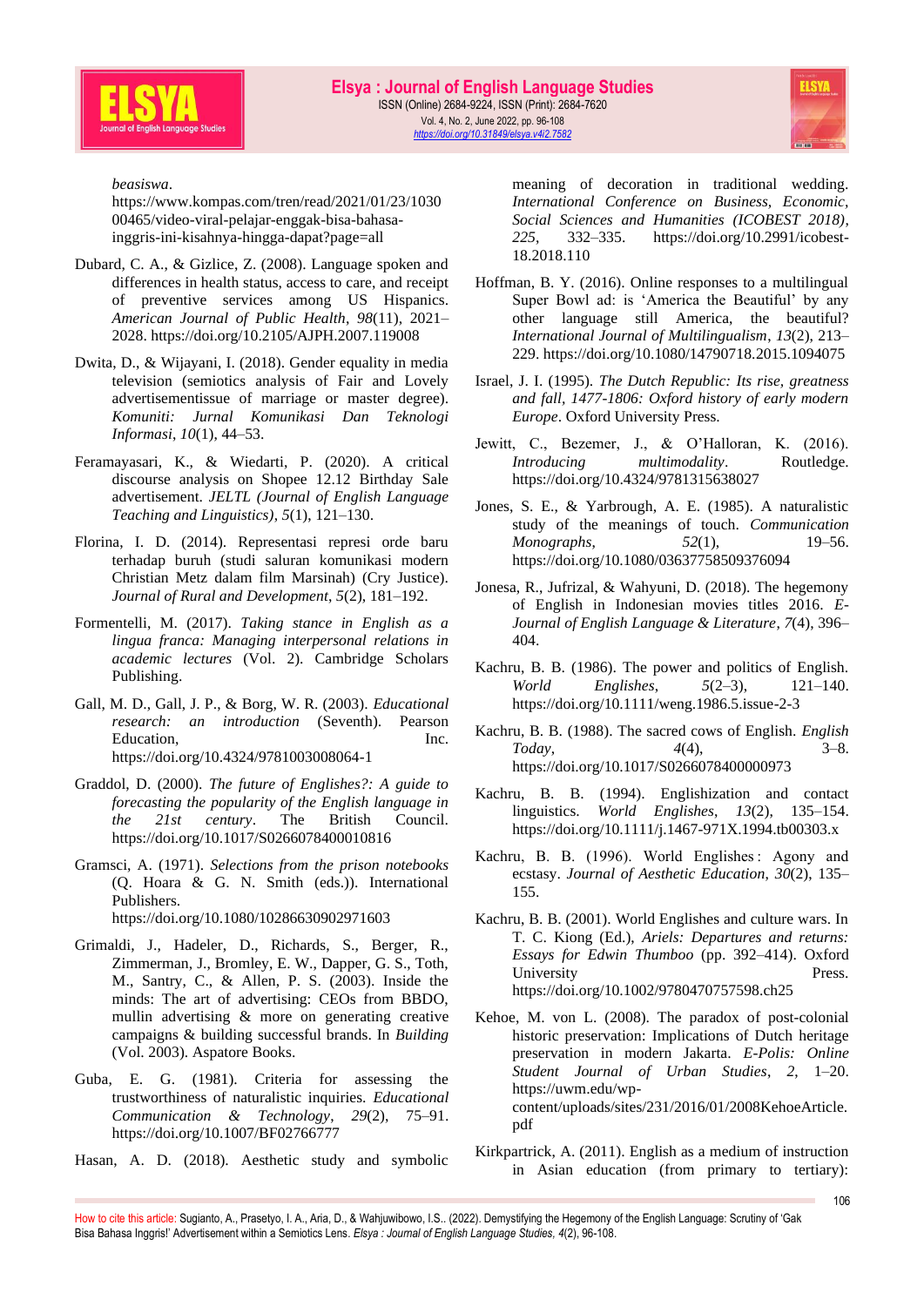*beasiswa*. https://www.kompas.com/tren/read/2021/01/23/103000465/video-viral-pelajar-enggak-bisa-bahasa-inggris-ini-kisahnya-hingga-dapat?page=all

Dubard, C. A., & Gizlice, Z. (2008). Language spoken and differences in health status, access to care, and receipt of preventive services among US Hispanics. *American Journal of Public Health*, *98*(11), 2021–2028. https://doi.org/10.2105/AJPH.2007.119008

Dwita, D., & Wijayani, I. (2018). Gender equality in media television (semiotics analysis of Fair and Lovely advertisementissue of marriage or master degree). *Komuniti: Jurnal Komunikasi Dan Teknologi Informasi*, *10*(1), 44–53.

Feramayasari, K., & Wiedarti, P. (2020). A critical discourse analysis on Shopee 12.12 Birthday Sale advertisement. *JELTL (Journal of English Language Teaching and Linguistics)*, *5*(1), 121–130.

Florina, I. D. (2014). Representasi represi orde baru terhadap buruh (studi saluran komunikasi modern Christian Metz dalam film Marsinah) (Cry Justice). *Journal of Rural and Development*, *5*(2), 181–192.

Formentelli, M. (2017). *Taking stance in English as a lingua franca: Managing interpersonal relations in academic lectures* (Vol. 2). Cambridge Scholars Publishing.

Gall, M. D., Gall, J. P., & Borg, W. R. (2003). *Educational research: an introduction* (Seventh). Pearson Education, Inc. https://doi.org/10.4324/9781003008064-1

Graddol, D. (2000). *The future of Englishes?: A guide to forecasting the popularity of the English language in the 21st century*. The British Council. https://doi.org/10.1017/S0266078400010816

Gramsci, A. (1971). *Selections from the prison notebooks* (Q. Hoara & G. N. Smith (eds.)). International Publishers. https://doi.org/10.1080/10286630902971603

Grimaldi, J., Hadeler, D., Richards, S., Berger, R., Zimmerman, J., Bromley, E. W., Dapper, G. S., Toth, M., Santry, C., & Allen, P. S. (2003). Inside the minds: The art of advertising: CEOs from BBDO, mullin advertising & more on generating creative campaigns & building successful brands. In *Building* (Vol. 2003). Aspatore Books.

Guba, E. G. (1981). Criteria for assessing the trustworthiness of naturalistic inquiries. *Educational Communication & Technology*, *29*(2), 75–91. https://doi.org/10.1007/BF02766777

Hasan, A. D. (2018). Aesthetic study and symbolic meaning of decoration in traditional wedding. *International Conference on Business, Economic, Social Sciences and Humanities (ICOBEST 2018)*, *225*, 332–335. https://doi.org/10.2991/icobest-18.2018.110

Hoffman, B. Y. (2016). Online responses to a multilingual Super Bowl ad: is 'America the Beautiful' by any other language still America, the beautiful? *International Journal of Multilingualism*, *13*(2), 213–229. https://doi.org/10.1080/14790718.2015.1094075

Israel, J. I. (1995). *The Dutch Republic: Its rise, greatness and fall, 1477-1806: Oxford history of early modern Europe*. Oxford University Press.

Jewitt, C., Bezemer, J., & O'Halloran, K. (2016). *Introducing multimodality*. Routledge. https://doi.org/10.4324/9781315638027

Jones, S. E., & Yarbrough, A. E. (1985). A naturalistic study of the meanings of touch. *Communication Monographs*, *52*(1), 19–56. https://doi.org/10.1080/03637758509376094

Jonesa, R., Jufrizal, & Wahyuni, D. (2018). The hegemony of English in Indonesian movies titles 2016. *E-Journal of English Language & Literature*, *7*(4), 396–404.

Kachru, B. B. (1986). The power and politics of English. *World Englishes*, *5*(2–3), 121–140. https://doi.org/10.1111/weng.1986.5.issue-2-3

Kachru, B. B. (1988). The sacred cows of English. *English Today*, *4*(4), 3–8. https://doi.org/10.1017/S0266078400000973

Kachru, B. B. (1994). Englishization and contact linguistics. *World Englishes*, *13*(2), 135–154. https://doi.org/10.1111/j.1467-971X.1994.tb00303.x

Kachru, B. B. (1996). World Englishes : Agony and ecstasy. *Journal of Aesthetic Education*, *30*(2), 135–155.

Kachru, B. B. (2001). World Englishes and culture wars. In T. C. Kiong (Ed.), *Ariels: Departures and returns: Essays for Edwin Thumboo* (pp. 392–414). Oxford University Press. https://doi.org/10.1002/9780470757598.ch25

Kehoe, M. von L. (2008). The paradox of post-colonial historic preservation: Implications of Dutch heritage preservation in modern Jakarta. *E-Polis: Online Student Journal of Urban Studies*, *2*, 1–20. https://uwm.edu/wp-content/uploads/sites/231/2016/01/2008KehoeArticle.pdf

Kirkpartrick, A. (2011). English as a medium of instruction in Asian education (from primary to tertiary):

How to cite this article: Sugianto, A., Prasetyo, I. A., Aria, D., & Wahjuwibowo, I.S.. (2022). Demystifying the Hegemony of the English Language: Scrutiny of 'Gak Bisa Bahasa Inggris!' Advertisement within a Semiotics Lens. *Elsya : Journal of English Language Studies, 4*(2), 96-108.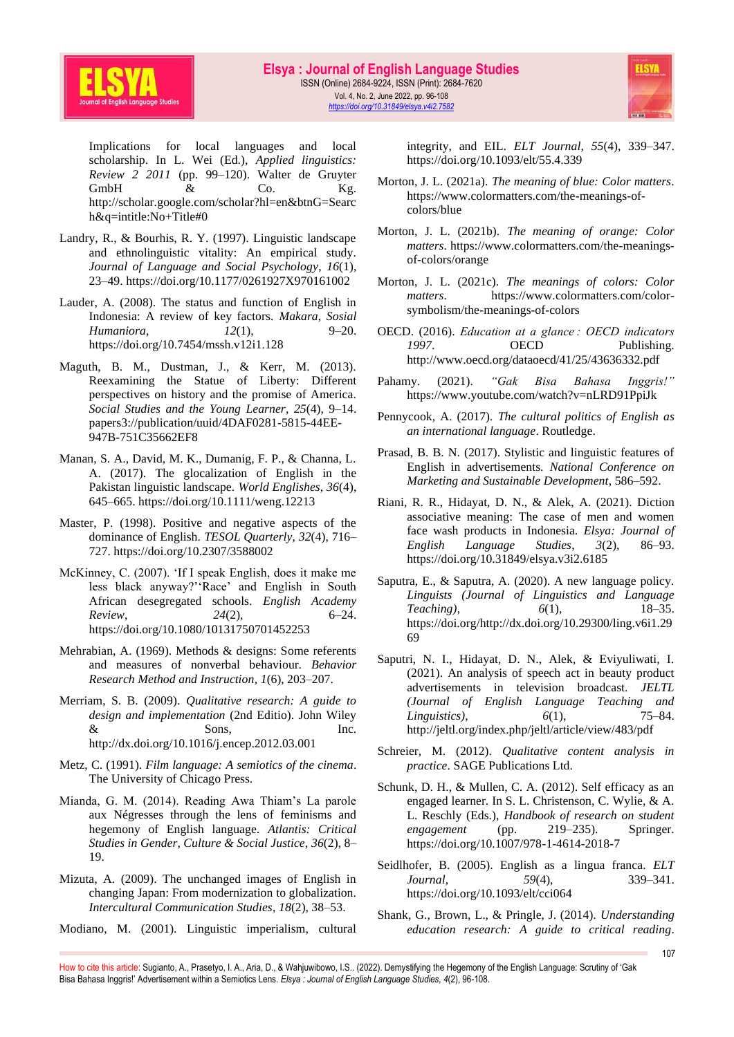Implications for local languages and local scholarship. In L. Wei (Ed.), *Applied linguistics: Review 2 2011* (pp. 99–120). Walter de Gruyter GmbH & Co. Kg. http://scholar.google.com/scholar?hl=en&btnG=Search&q=intitle:No+Title#0

Landry, R., & Bourhis, R. Y. (1997). Linguistic landscape and ethnolinguistic vitality: An empirical study. *Journal of Language and Social Psychology*, *16*(1), 23–49. https://doi.org/10.1177/0261927X970161002

Lauder, A. (2008). The status and function of English in Indonesia: A review of key factors. *Makara, Social Humaniora*, *12*(1), 9–20. https://doi.org/10.7454/mssh.v12i1.128

Maguth, B. M., Dustman, J., & Kerr, M. (2013). Reexamining the Statue of Liberty: Different perspectives on history and the promise of America. *Social Studies and the Young Learner*, *25*(4), 9–14. papers3://publication/uuid/4DAF0281-5815-44EE-947B-751C35662EF8

Manan, S. A., David, M. K., Dumanig, F. P., & Channa, L. A. (2017). The glocalization of English in the Pakistan linguistic landscape. *World Englishes*, *36*(4), 645–665. https://doi.org/10.1111/weng.12213

Master, P. (1998). Positive and negative aspects of the dominance of English. *TESOL Quarterly*, *32*(4), 716–727. https://doi.org/10.2307/3588002

McKinney, C. (2007). 'If I speak English, does it make me less black anyway?''Race' and English in South African desegregated schools. *English Academy Review*, *24*(2), 6–24. https://doi.org/10.1080/10131750701452253

Mehrabian, A. (1969). Methods & designs: Some referents and measures of nonverbal behaviour. *Behavior Research Method and Instruction*, *1*(6), 203–207.

Merriam, S. B. (2009). *Qualitative research: A guide to design and implementation* (2nd Editio). John Wiley & Sons, Inc. http://dx.doi.org/10.1016/j.encep.2012.03.001

Metz, C. (1991). *Film language: A semiotics of the cinema*. The University of Chicago Press.

Mianda, G. M. (2014). Reading Awa Thiam's La parole aux Négresses through the lens of feminisms and hegemony of English language. *Atlantis: Critical Studies in Gender, Culture & Social Justice*, *36*(2), 8–19.

Mizuta, A. (2009). The unchanged images of English in changing Japan: From modernization to globalization. *Intercultural Communication Studies*, *18*(2), 38–53.

Modiano, M. (2001). Linguistic imperialism, cultural integrity, and EIL. *ELT Journal*, *55*(4), 339–347. https://doi.org/10.1093/elt/55.4.339

Morton, J. L. (2021a). *The meaning of blue: Color matters*. https://www.colormatters.com/the-meanings-of-colors/blue

Morton, J. L. (2021b). *The meaning of orange: Color matters*. https://www.colormatters.com/the-meanings-of-colors/orange

Morton, J. L. (2021c). *The meanings of colors: Color matters*. https://www.colormatters.com/color-symbolism/the-meanings-of-colors

OECD. (2016). *Education at a glance : OECD indicators 1997*. OECD Publishing. http://www.oecd.org/dataoecd/41/25/43636332.pdf

Pahamy. (2021). *"Gak Bisa Bahasa Inggris!"* https://www.youtube.com/watch?v=nLRD91PpiJk

Pennycook, A. (2017). *The cultural politics of English as an international language*. Routledge.

Prasad, B. B. N. (2017). Stylistic and linguistic features of English in advertisements. *National Conference on Marketing and Sustainable Development*, 586–592.

Riani, R. R., Hidayat, D. N., & Alek, A. (2021). Diction associative meaning: The case of men and women face wash products in Indonesia. *Elsya: Journal of English Language Studies*, *3*(2), 86–93. https://doi.org/10.31849/elsya.v3i2.6185

Saputra, E., & Saputra, A. (2020). A new language policy. *Linguists (Journal of Linguistics and Language Teaching)*, *6*(1), 18–35. https://doi.org/http://dx.doi.org/10.29300/ling.v6i1.2969

Saputri, N. I., Hidayat, D. N., Alek, & Eviyuliwati, I. (2021). An analysis of speech act in beauty product advertisements in television broadcast. *JELTL (Journal of English Language Teaching and Linguistics)*, *6*(1), 75–84. http://jeltl.org/index.php/jeltl/article/view/483/pdf

Schreier, M. (2012). *Qualitative content analysis in practice*. SAGE Publications Ltd.

Schunk, D. H., & Mullen, C. A. (2012). Self efficacy as an engaged learner. In S. L. Christenson, C. Wylie, & A. L. Reschly (Eds.), *Handbook of research on student engagement* (pp. 219–235). Springer. https://doi.org/10.1007/978-1-4614-2018-7

Seidlhofer, B. (2005). English as a lingua franca. *ELT Journal*, *59*(4), 339–341. https://doi.org/10.1093/elt/cci064

Shank, G., Brown, L., & Pringle, J. (2014). *Understanding education research: A guide to critical reading*.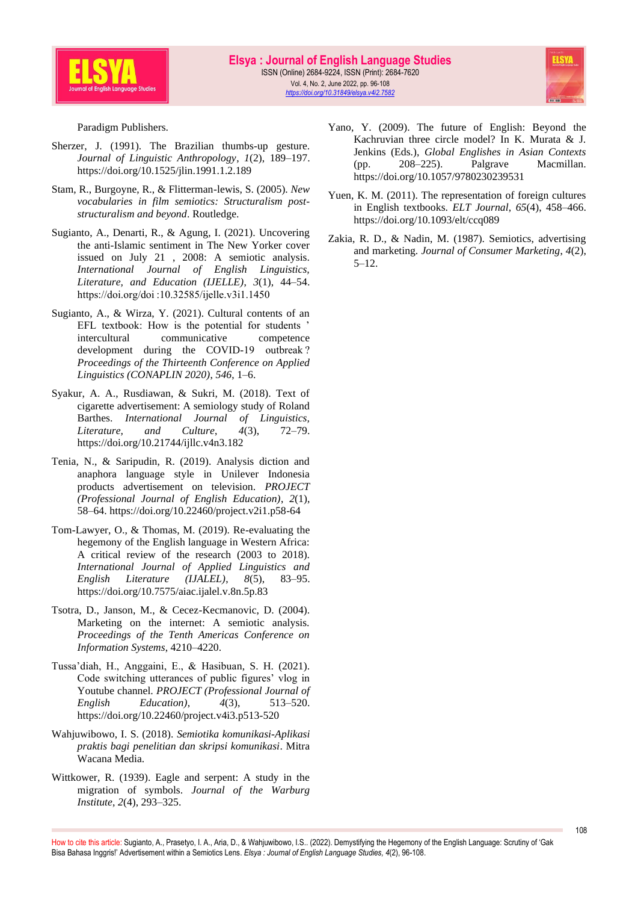Paradigm Publishers.

Sherzer, J. (1991). The Brazilian thumbs-up gesture. *Journal of Linguistic Anthropology*, *1*(2), 189–197. https://doi.org/10.1525/jlin.1991.1.2.189

Stam, R., Burgoyne, R., & Flitterman-lewis, S. (2005). *New vocabularies in film semiotics: Structuralism post-structuralism and beyond*. Routledge.

Sugianto, A., Denarti, R., & Agung, I. (2021). Uncovering the anti-Islamic sentiment in The New Yorker cover issued on July 21 , 2008: A semiotic analysis. *International Journal of English Linguistics, Literature, and Education (IJELLE)*, *3*(1), 44–54. https://doi.org/doi :10.32585/ijelle.v3i1.1450

Sugianto, A., & Wirza, Y. (2021). Cultural contents of an EFL textbook: How is the potential for students ' intercultural communicative competence development during the COVID-19 outbreak ? *Proceedings of the Thirteenth Conference on Applied Linguistics (CONAPLIN 2020)*, *546*, 1–6.

Syakur, A. A., Rusdiawan, & Sukri, M. (2018). Text of cigarette advertisement: A semiology study of Roland Barthes. *International Journal of Linguistics, Literature, and Culture*, *4*(3), 72–79. https://doi.org/10.21744/ijllc.v4n3.182

Tenia, N., & Saripudin, R. (2019). Analysis diction and anaphora language style in Unilever Indonesia products advertisement on television. *PROJECT (Professional Journal of English Education)*, *2*(1), 58–64. https://doi.org/10.22460/project.v2i1.p58-64

Tom-Lawyer, O., & Thomas, M. (2019). Re-evaluating the hegemony of the English language in Western Africa: A critical review of the research (2003 to 2018). *International Journal of Applied Linguistics and English Literature (IJALEL)*, *8*(5), 83–95. https://doi.org/10.7575/aiac.ijalel.v.8n.5p.83

Tsotra, D., Janson, M., & Cecez-Kecmanovic, D. (2004). Marketing on the internet: A semiotic analysis. *Proceedings of the Tenth Americas Conference on Information Systems*, 4210–4220.

Tussa'diah, H., Anggaini, E., & Hasibuan, S. H. (2021). Code switching utterances of public figures' vlog in Youtube channel. *PROJECT (Professional Journal of English Education)*, *4*(3), 513–520. https://doi.org/10.22460/project.v4i3.p513-520

Wahjuwibowo, I. S. (2018). *Semiotika komunikasi-Aplikasi praktis bagi penelitian dan skripsi komunikasi*. Mitra Wacana Media.

Wittkower, R. (1939). Eagle and serpent: A study in the migration of symbols. *Journal of the Warburg Institute*, *2*(4), 293–325.

Yano, Y. (2009). The future of English: Beyond the Kachruvian three circle model? In K. Murata & J. Jenkins (Eds.), *Global Englishes in Asian Contexts* (pp. 208–225). Palgrave Macmillan. https://doi.org/10.1057/9780230239531

Yuen, K. M. (2011). The representation of foreign cultures in English textbooks. *ELT Journal*, *65*(4), 458–466. https://doi.org/10.1093/elt/ccq089

Zakia, R. D., & Nadin, M. (1987). Semiotics, advertising and marketing. *Journal of Consumer Marketing*, *4*(2), 5–12.